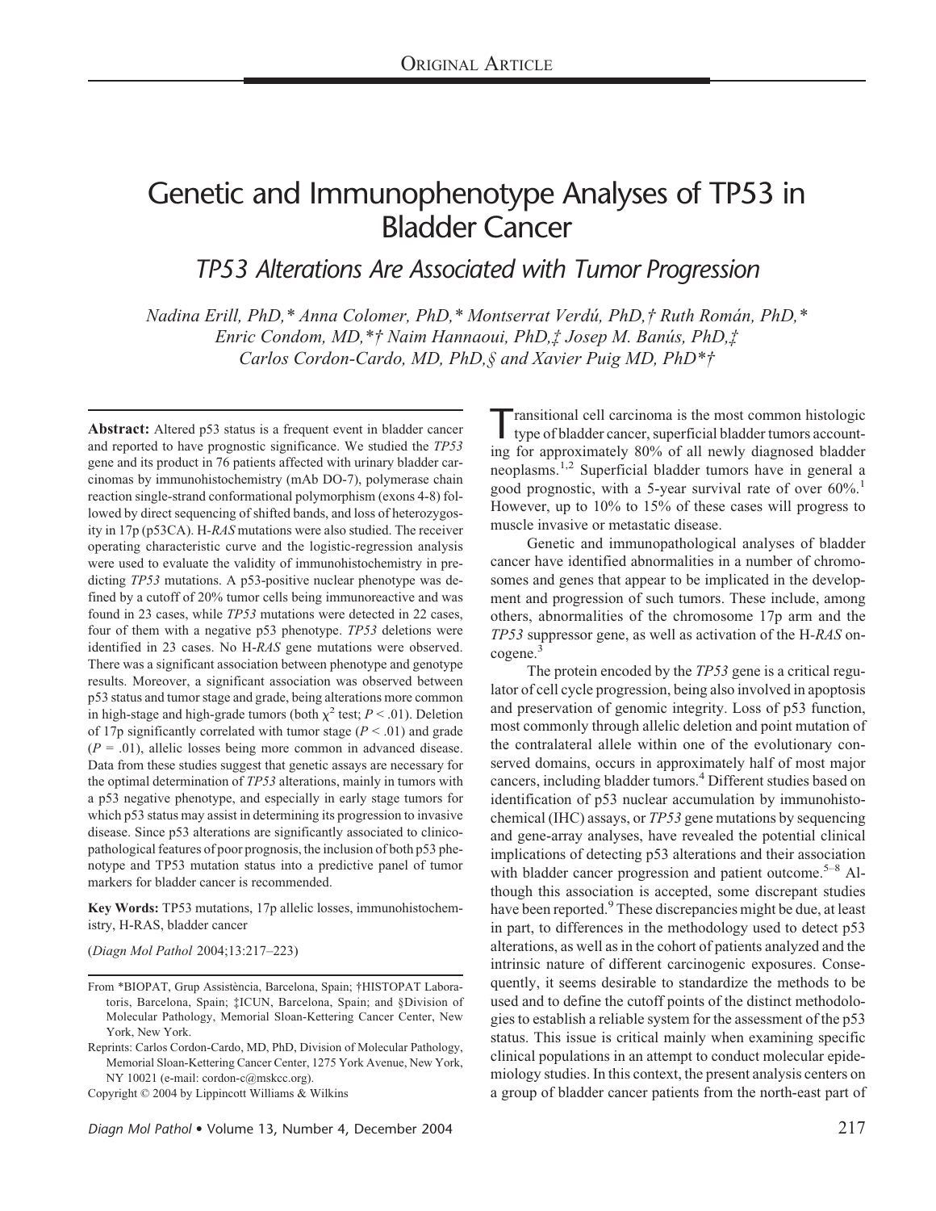# Genetic and Immunophenotype Analyses of TP53 in Bladder Cancer

## *TP53 Alterations Are Associated with Tumor Progression*

*Nadina Erill, PhD,\* Anna Colomer, PhD,\* Montserrat Verdú, PhD,† Ruth Román, PhD,\* Enric Condom, MD,\*† Naim Hannaoui, PhD,‡ Josep M. Banús, PhD,‡ Carlos Cordon-Cardo, MD, PhD,§ and Xavier Puig MD, PhD\*†*

**Abstract:** Altered p53 status is a frequent event in bladder cancer and reported to have prognostic significance. We studied the *TP53* gene and its product in 76 patients affected with urinary bladder carcinomas by immunohistochemistry (mAb DO-7), polymerase chain reaction single-strand conformational polymorphism (exons 4-8) followed by direct sequencing of shifted bands, and loss of heterozygosity in 17p (p53CA). H-*RAS* mutations were also studied. The receiver operating characteristic curve and the logistic-regression analysis were used to evaluate the validity of immunohistochemistry in predicting *TP53* mutations. A p53-positive nuclear phenotype was defined by a cutoff of 20% tumor cells being immunoreactive and was found in 23 cases, while *TP53* mutations were detected in 22 cases, four of them with a negative p53 phenotype. *TP53* deletions were identified in 23 cases. No H-*RAS* gene mutations were observed. There was a significant association between phenotype and genotype results. Moreover, a significant association was observed between p53 status and tumor stage and grade, being alterations more common in high-stage and high-grade tumors (both $\chi^2$ test; $P < .01$). Deletion of 17p significantly correlated with tumor stage ($P < .01$) and grade ($P = .01$), allelic losses being more common in advanced disease. Data from these studies suggest that genetic assays are necessary for the optimal determination of *TP53* alterations, mainly in tumors with a p53 negative phenotype, and especially in early stage tumors for which p53 status may assist in determining its progression to invasive disease. Since p53 alterations are significantly associated to clinicopathological features of poor prognosis, the inclusion of both p53 phenotype and TP53 mutation status into a predictive panel of tumor markers for bladder cancer is recommended.

**Key Words:** TP53 mutations, 17p allelic losses, immunohistochemistry, H-RAS, bladder cancer

(*Diagn Mol Pathol* 2004;13:217–223)

From \*BIOPAT, Grup Assistència, Barcelona, Spain; †HISTOPAT Laboratoris, Barcelona, Spain; ‡ICUN, Barcelona, Spain; and §Division of Molecular Pathology, Memorial Sloan-Kettering Cancer Center, New York, New York.

Reprints: Carlos Cordon-Cardo, MD, PhD, Division of Molecular Pathology, Memorial Sloan-Kettering Cancer Center, 1275 York Avenue, New York, NY 10021 (e-mail: cordon-c@mskcc.org).

Copyright © 2004 by Lippincott Williams & Wilkins

Transitional cell carcinoma is the most common histologic type of bladder cancer, superficial bladder tumors accounting for approximately 80% of all newly diagnosed bladder neoplasms.[1,2] Superficial bladder tumors have in general a good prognostic, with a 5-year survival rate of over 60%.[1] However, up to 10% to 15% of these cases will progress to muscle invasive or metastatic disease.

Genetic and immunopathological analyses of bladder cancer have identified abnormalities in a number of chromosomes and genes that appear to be implicated in the development and progression of such tumors. These include, among others, abnormalities of the chromosome 17p arm and the *TP53* suppressor gene, as well as activation of the H-*RAS* oncogene.[3]

The protein encoded by the *TP53* gene is a critical regulator of cell cycle progression, being also involved in apoptosis and preservation of genomic integrity. Loss of p53 function, most commonly through allelic deletion and point mutation of the contralateral allele within one of the evolutionary conserved domains, occurs in approximately half of most major cancers, including bladder tumors.[4] Different studies based on identification of p53 nuclear accumulation by immunohistochemical (IHC) assays, or *TP53* gene mutations by sequencing and gene-array analyses, have revealed the potential clinical implications of detecting p53 alterations and their association with bladder cancer progression and patient outcome.[5–8] Although this association is accepted, some discrepant studies have been reported.[9] These discrepancies might be due, at least in part, to differences in the methodology used to detect p53 alterations, as well as in the cohort of patients analyzed and the intrinsic nature of different carcinogenic exposures. Consequently, it seems desirable to standardize the methods to be used and to define the cutoff points of the distinct methodologies to establish a reliable system for the assessment of the p53 status. This issue is critical mainly when examining specific clinical populations in an attempt to conduct molecular epidemiology studies. In this context, the present analysis centers on a group of bladder cancer patients from the north-east part of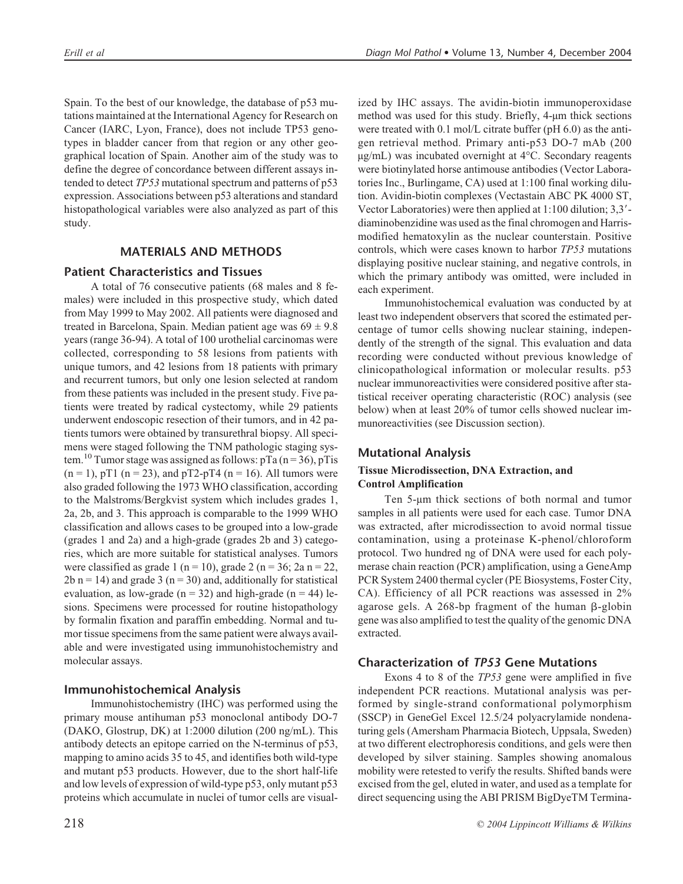Spain. To the best of our knowledge, the database of p53 mutations maintained at the International Agency for Research on Cancer (IARC, Lyon, France), does not include TP53 genotypes in bladder cancer from that region or any other geographical location of Spain. Another aim of the study was to define the degree of concordance between different assays intended to detect *TP53* mutational spectrum and patterns of p53 expression. Associations between p53 alterations and standard histopathological variables were also analyzed as part of this study.

## MATERIALS AND METHODS

### Patient Characteristics and Tissues

A total of 76 consecutive patients (68 males and 8 females) were included in this prospective study, which dated from May 1999 to May 2002. All patients were diagnosed and treated in Barcelona, Spain. Median patient age was $69 \pm 9.8$ years (range 36-94). A total of 100 urothelial carcinomas were collected, corresponding to 58 lesions from patients with unique tumors, and 42 lesions from 18 patients with primary and recurrent tumors, but only one lesion selected at random from these patients was included in the present study. Five patients were treated by radical cystectomy, while 29 patients underwent endoscopic resection of their tumors, and in 42 patients tumors were obtained by transurethral biopsy. All specimens were staged following the TNM pathologic staging system.[10] Tumor stage was assigned as follows: pTa (n = 36), pTis (n = 1), pT1 (n = 23), and pT2-pT4 (n = 16). All tumors were also graded following the 1973 WHO classification, according to the Malstroms/Bergkvist system which includes grades 1, 2a, 2b, and 3. This approach is comparable to the 1999 WHO classification and allows cases to be grouped into a low-grade (grades 1 and 2a) and a high-grade (grades 2b and 3) categories, which are more suitable for statistical analyses. Tumors were classified as grade 1 (n = 10), grade 2 (n = 36; 2a n = 22, 2b n = 14) and grade 3 (n = 30) and, additionally for statistical evaluation, as low-grade (n = 32) and high-grade (n = 44) lesions. Specimens were processed for routine histopathology by formalin fixation and paraffin embedding. Normal and tumor tissue specimens from the same patient were always available and were investigated using immunohistochemistry and molecular assays.

### Immunohistochemical Analysis

Immunohistochemistry (IHC) was performed using the primary mouse antihuman p53 monoclonal antibody DO-7 (DAKO, Glostrup, DK) at 1:2000 dilution (200 ng/mL). This antibody detects an epitope carried on the N-terminus of p53, mapping to amino acids 35 to 45, and identifies both wild-type and mutant p53 products. However, due to the short half-life and low levels of expression of wild-type p53, only mutant p53 proteins which accumulate in nuclei of tumor cells are visualized by IHC assays. The avidin-biotin immunoperoxidase method was used for this study. Briefly, 4-μm thick sections were treated with 0.1 mol/L citrate buffer (pH 6.0) as the antigen retrieval method. Primary anti-p53 DO-7 mAb (200 μg/mL) was incubated overnight at 4°C. Secondary reagents were biotinylated horse antimouse antibodies (Vector Laboratories Inc., Burlingame, CA) used at 1:100 final working dilution. Avidin-biotin complexes (Vectastain ABC PK 4000 ST, Vector Laboratories) were then applied at 1:100 dilution; 3,3′-diaminobenzidine was used as the final chromogen and Harris-modified hematoxylin as the nuclear counterstain. Positive controls, which were cases known to harbor *TP53* mutations displaying positive nuclear staining, and negative controls, in which the primary antibody was omitted, were included in each experiment.

Immunohistochemical evaluation was conducted by at least two independent observers that scored the estimated percentage of tumor cells showing nuclear staining, independently of the strength of the signal. This evaluation and data recording were conducted without previous knowledge of clinicopathological information or molecular results. p53 nuclear immunoreactivities were considered positive after statistical receiver operating characteristic (ROC) analysis (see below) when at least 20% of tumor cells showed nuclear immunoreactivities (see Discussion section).

### Mutational Analysis

#### Tissue Microdissection, DNA Extraction, and Control Amplification

Ten 5-μm thick sections of both normal and tumor samples in all patients were used for each case. Tumor DNA was extracted, after microdissection to avoid normal tissue contamination, using a proteinase K-phenol/chloroform protocol. Two hundred ng of DNA were used for each polymerase chain reaction (PCR) amplification, using a GeneAmp PCR System 2400 thermal cycler (PE Biosystems, Foster City, CA). Efficiency of all PCR reactions was assessed in 2% agarose gels. A 268-bp fragment of the human β-globin gene was also amplified to test the quality of the genomic DNA extracted.

### Characterization of *TP53* Gene Mutations

Exons 4 to 8 of the *TP53* gene were amplified in five independent PCR reactions. Mutational analysis was performed by single-strand conformational polymorphism (SSCP) in GeneGel Excel 12.5/24 polyacrylamide nondenaturing gels (Amersham Pharmacia Biotech, Uppsala, Sweden) at two different electrophoresis conditions, and gels were then developed by silver staining. Samples showing anomalous mobility were retested to verify the results. Shifted bands were excised from the gel, eluted in water, and used as a template for direct sequencing using the ABI PRISM BigDyeTM Termina-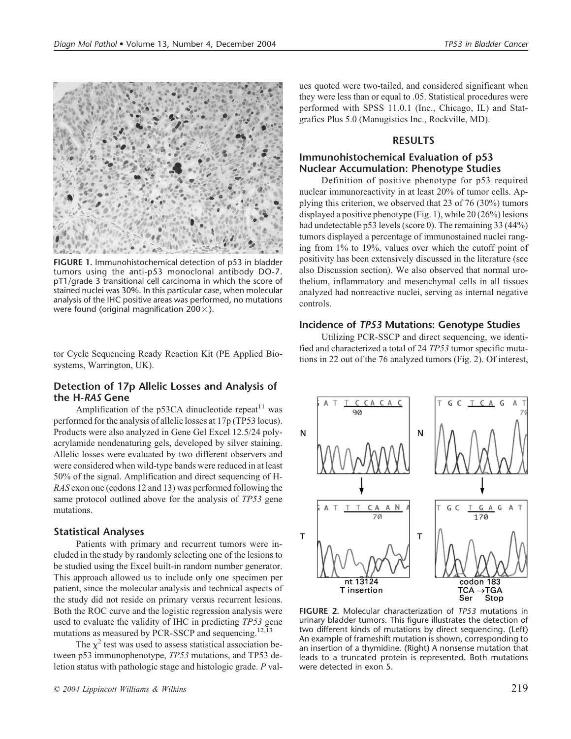FIGURE 1. Immunohistochemical detection of p53 in bladder tumors using the anti-p53 monoclonal antibody DO-7. pT1/grade 3 transitional cell carcinoma in which the score of stained nuclei was 30%. In this particular case, when molecular analysis of the IHC positive areas was performed, no mutations were found (original magnification 200×).

tor Cycle Sequencing Ready Reaction Kit (PE Applied Biosystems, Warrington, UK).

### Detection of 17p Allelic Losses and Analysis of the H-*RAS* Gene

Amplification of the p53CA dinucleotide repeat[11] was performed for the analysis of allelic losses at 17p (TP53 locus). Products were also analyzed in Gene Gel Excel 12.5/24 polyacrylamide nondenaturing gels, developed by silver staining. Allelic losses were evaluated by two different observers and were considered when wild-type bands were reduced in at least 50% of the signal. Amplification and direct sequencing of H-*RAS* exon one (codons 12 and 13) was performed following the same protocol outlined above for the analysis of *TP53* gene mutations.

### Statistical Analyses

Patients with primary and recurrent tumors were included in the study by randomly selecting one of the lesions to be studied using the Excel built-in random number generator. This approach allowed us to include only one specimen per patient, since the molecular analysis and technical aspects of the study did not reside on primary versus recurrent lesions. Both the ROC curve and the logistic regression analysis were used to evaluate the validity of IHC in predicting *TP53* gene mutations as measured by PCR-SSCP and sequencing.[12,13]

The $\chi^2$ test was used to assess statistical association between p53 immunophenotype, *TP53* mutations, and TP53 deletion status with pathologic stage and histologic grade. *P* values quoted were two-tailed, and considered significant when they were less than or equal to .05. Statistical procedures were performed with SPSS 11.0.1 (Inc., Chicago, IL) and Statgrafics Plus 5.0 (Manugistics Inc., Rockville, MD).

## RESULTS

### Immunohistochemical Evaluation of p53 Nuclear Accumulation: Phenotype Studies

Definition of positive phenotype for p53 required nuclear immunoreactivity in at least 20% of tumor cells. Applying this criterion, we observed that 23 of 76 (30%) tumors displayed a positive phenotype (Fig. 1), while 20 (26%) lesions had undetectable p53 levels (score 0). The remaining 33 (44%) tumors displayed a percentage of immunostained nuclei ranging from 1% to 19%, values over which the cutoff point of positivity has been extensively discussed in the literature (see also Discussion section). We also observed that normal urothelium, inflammatory and mesenchymal cells in all tissues analyzed had nonreactive nuclei, serving as internal negative controls.

### Incidence of *TP53* Mutations: Genotype Studies

Utilizing PCR-SSCP and direct sequencing, we identified and characterized a total of 24 *TP53* tumor specific mutations in 22 out of the 76 analyzed tumors (Fig. 2). Of interest,

FIGURE 2. Molecular characterization of *TP53* mutations in urinary bladder tumors. This figure illustrates the detection of two different kinds of mutations by direct sequencing. (Left) An example of frameshift mutation is shown, corresponding to an insertion of a thymidine. (Right) A nonsense mutation that leads to a truncated protein is represented. Both mutations were detected in exon 5.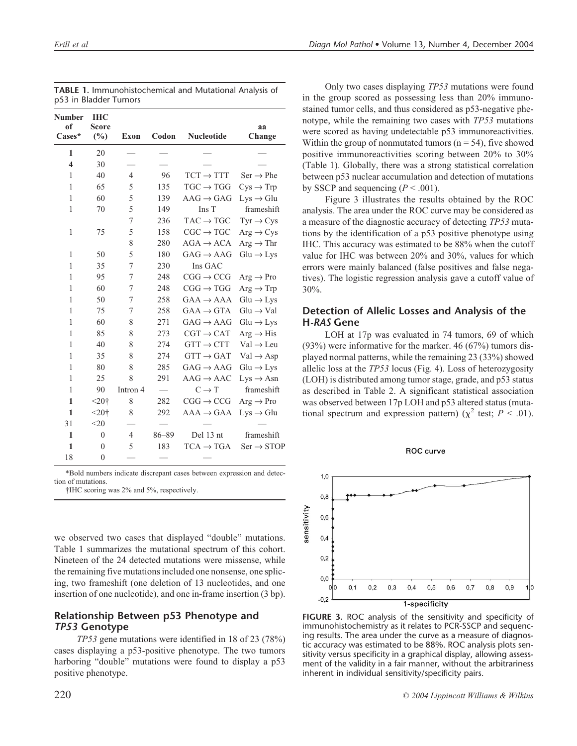**TABLE 1.** Immunohistochemical and Mutational Analysis of p53 in Bladder Tumors

| Number of Cases* | IHC Score (%) | Exon | Codon | Nucleotide | aa Change |
|---|---|---|---|---|---|
| **1** | 20 | — | — | — | — |
| **4** | 30 | — | — | — | — |
| 1 | 40 | 4 | 96 | TCT → TTT | Ser → Phe |
| 1 | 65 | 5 | 135 | TGC → TGG | Cys → Trp |
| 1 | 60 | 5 | 139 | AAG → GAG | Lys → Glu |
| 1 | 70 | 5 | 149 | Ins T | frameshift |
| | | 7 | 236 | TAC → TGC | Tyr → Cys |
| 1 | 75 | 5 | 158 | CGC → TGC | Arg → Cys |
| | | 8 | 280 | AGA → ACA | Arg → Thr |
| 1 | 50 | 5 | 180 | GAG → AAG | Glu → Lys |
| 1 | 35 | 7 | 230 | Ins GAC | |
| 1 | 95 | 7 | 248 | CGG → CCG | Arg → Pro |
| 1 | 60 | 7 | 248 | CGG → TGG | Arg → Trp |
| 1 | 50 | 7 | 258 | GAA → AAA | Glu → Lys |
| 1 | 75 | 7 | 258 | GAA → GTA | Glu → Val |
| 1 | 60 | 8 | 271 | GAG → AAG | Glu → Lys |
| 1 | 85 | 8 | 273 | CGT → CAT | Arg → His |
| 1 | 40 | 8 | 274 | GTT → CTT | Val → Leu |
| 1 | 35 | 8 | 274 | GTT → GAT | Val → Asp |
| 1 | 80 | 8 | 285 | GAG → AAG | Glu → Lys |
| 1 | 25 | 8 | 291 | AAG → AAC | Lys → Asn |
| 1 | 90 | Intron 4 | — | C → T | frameshift |
| **1** | <20† | 8 | 282 | CGG → CCG | Arg → Pro |
| **1** | <20† | 8 | 292 | AAA → GAA | Lys → Glu |
| 31 | <20 | — | — | — | — |
| **1** | 0 | 4 | 86–89 | Del 13 nt | frameshift |
| **1** | 0 | 5 | 183 | TCA → TGA | Ser → STOP |
| 18 | 0 | — | — | — | |

*Bold numbers indicate discrepant cases between expression and detection of mutations.

†IHC scoring was 2% and 5%, respectively.

we observed two cases that displayed "double" mutations. Table 1 summarizes the mutational spectrum of this cohort. Nineteen of the 24 detected mutations were missense, while the remaining five mutations included one nonsense, one splicing, two frameshift (one deletion of 13 nucleotides, and one insertion of one nucleotide), and one in-frame insertion (3 bp).

## Relationship Between p53 Phenotype and *TP53* Genotype

*TP53* gene mutations were identified in 18 of 23 (78%) cases displaying a p53-positive phenotype. The two tumors harboring "double" mutations were found to display a p53 positive phenotype.

Only two cases displaying *TP53* mutations were found in the group scored as possessing less than 20% immunostained tumor cells, and thus considered as p53-negative phenotype, while the remaining two cases with *TP53* mutations were scored as having undetectable p53 immunoreactivities. Within the group of nonmutated tumors ($n = 54$), five showed positive immunoreactivities scoring between 20% to 30% (Table 1). Globally, there was a strong statistical correlation between p53 nuclear accumulation and detection of mutations by SSCP and sequencing ($P < .001$).

Figure 3 illustrates the results obtained by the ROC analysis. The area under the ROC curve may be considered as a measure of the diagnostic accuracy of detecting *TP53* mutations by the identification of a p53 positive phenotype using IHC. This accuracy was estimated to be 88% when the cutoff value for IHC was between 20% and 30%, values for which errors were mainly balanced (false positives and false negatives). The logistic regression analysis gave a cutoff value of 30%.

## Detection of Allelic Losses and Analysis of the H-*RAS* Gene

LOH at 17p was evaluated in 74 tumors, 69 of which (93%) were informative for the marker. 46 (67%) tumors displayed normal patterns, while the remaining 23 (33%) showed allelic loss at the *TP53* locus (Fig. 4). Loss of heterozygosity (LOH) is distributed among tumor stage, grade, and p53 status as described in Table 2. A significant statistical association was observed between 17p LOH and p53 altered status (mutational spectrum and expression pattern) ($\chi^2$ test; $P < .01$).

**FIGURE 3.** ROC analysis of the sensitivity and specificity of immunohistochemistry as it relates to PCR-SSCP and sequencing results. The area under the curve as a measure of diagnostic accuracy was estimated to be 88%. ROC analysis plots sensitivity versus specificity in a graphical display, allowing assessment of the validity in a fair manner, without the arbitrariness inherent in individual sensitivity/specificity pairs.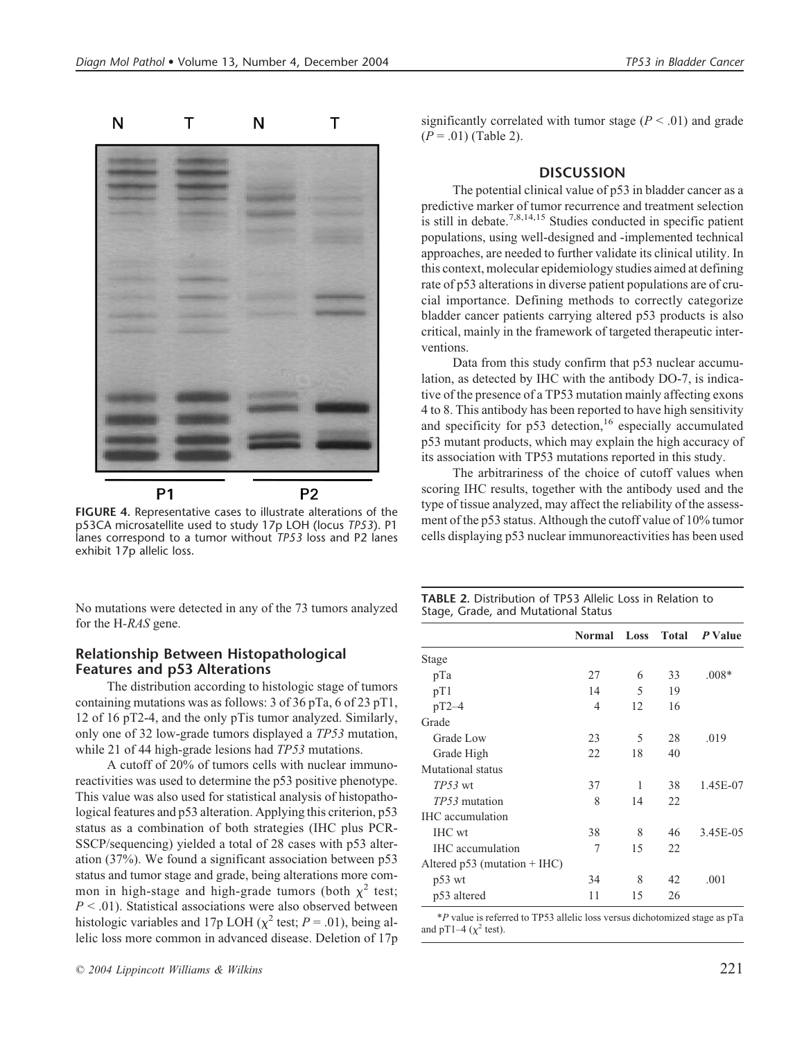FIGURE 4. Representative cases to illustrate alterations of the p53CA microsatellite used to study 17p LOH (locus *TP53*). P1 lanes correspond to a tumor without *TP53* loss and P2 lanes exhibit 17p allelic loss.

No mutations were detected in any of the 73 tumors analyzed for the H-*RAS* gene.

### Relationship Between Histopathological Features and p53 Alterations

The distribution according to histologic stage of tumors containing mutations was as follows: 3 of 36 pTa, 6 of 23 pT1, 12 of 16 pT2-4, and the only pTis tumor analyzed. Similarly, only one of 32 low-grade tumors displayed a *TP53* mutation, while 21 of 44 high-grade lesions had *TP53* mutations.

A cutoff of 20% of tumors cells with nuclear immunoreactivities was used to determine the p53 positive phenotype. This value was also used for statistical analysis of histopathological features and p53 alteration. Applying this criterion, p53 status as a combination of both strategies (IHC plus PCR-SSCP/sequencing) yielded a total of 28 cases with p53 alteration (37%). We found a significant association between p53 status and tumor stage and grade, being alterations more common in high-stage and high-grade tumors (both $\chi^2$ test; $P < .01$). Statistical associations were also observed between histologic variables and 17p LOH ($\chi^2$ test; $P = .01$), being allelic loss more common in advanced disease. Deletion of 17p significantly correlated with tumor stage ($P < .01$) and grade ($P = .01$) (Table 2).

## DISCUSSION

The potential clinical value of p53 in bladder cancer as a predictive marker of tumor recurrence and treatment selection is still in debate.[7,8,14,15] Studies conducted in specific patient populations, using well-designed and -implemented technical approaches, are needed to further validate its clinical utility. In this context, molecular epidemiology studies aimed at defining rate of p53 alterations in diverse patient populations are of crucial importance. Defining methods to correctly categorize bladder cancer patients carrying altered p53 products is also critical, mainly in the framework of targeted therapeutic interventions.

Data from this study confirm that p53 nuclear accumulation, as detected by IHC with the antibody DO-7, is indicative of the presence of a TP53 mutation mainly affecting exons 4 to 8. This antibody has been reported to have high sensitivity and specificity for p53 detection,[16] especially accumulated p53 mutant products, which may explain the high accuracy of its association with TP53 mutations reported in this study.

The arbitrariness of the choice of cutoff values when scoring IHC results, together with the antibody used and the type of tissue analyzed, may affect the reliability of the assessment of the p53 status. Although the cutoff value of 10% tumor cells displaying p53 nuclear immunoreactivities has been used

**TABLE 2.** Distribution of TP53 Allelic Loss in Relation to Stage, Grade, and Mutational Status

| | Normal | Loss | Total | *P* Value |
|---|---|---|---|---|
| Stage | | | | |
| pTa | 27 | 6 | 33 | .008* |
| pT1 | 14 | 5 | 19 | |
| pT2–4 | 4 | 12 | 16 | |
| Grade | | | | |
| Grade Low | 23 | 5 | 28 | .019 |
| Grade High | 22 | 18 | 40 | |
| Mutational status | | | | |
| *TP53* wt | 37 | 1 | 38 | 1.45E-07 |
| *TP53* mutation | 8 | 14 | 22 | |
| IHC accumulation | | | | |
| IHC wt | 38 | 8 | 46 | 3.45E-05 |
| IHC accumulation | 7 | 15 | 22 | |
| Altered p53 (mutation + IHC) | | | | |
| p53 wt | 34 | 8 | 42 | .001 |
| p53 altered | 11 | 15 | 26 | |

\**P* value is referred to TP53 allelic loss versus dichotomized stage as pTa and pT1–4 ($\chi^2$ test).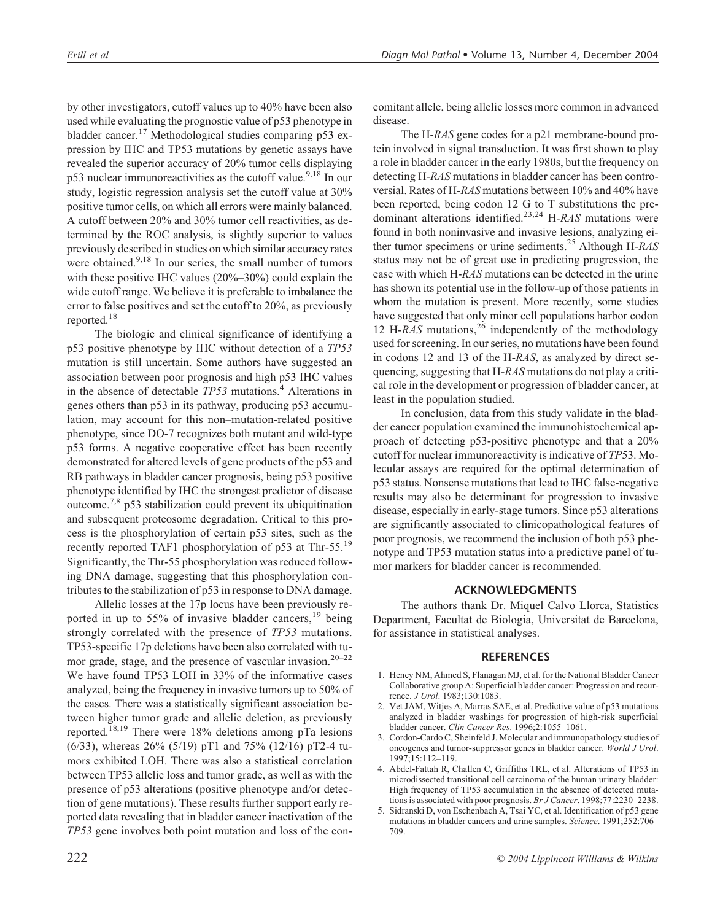by other investigators, cutoff values up to 40% have been also used while evaluating the prognostic value of p53 phenotype in bladder cancer.[17] Methodological studies comparing p53 expression by IHC and TP53 mutations by genetic assays have revealed the superior accuracy of 20% tumor cells displaying p53 nuclear immunoreactivities as the cutoff value.[9,18] In our study, logistic regression analysis set the cutoff value at 30% positive tumor cells, on which all errors were mainly balanced. A cutoff between 20% and 30% tumor cell reactivities, as determined by the ROC analysis, is slightly superior to values previously described in studies on which similar accuracy rates were obtained.[9,18] In our series, the small number of tumors with these positive IHC values (20%–30%) could explain the wide cutoff range. We believe it is preferable to imbalance the error to false positives and set the cutoff to 20%, as previously reported.[18]

The biologic and clinical significance of identifying a p53 positive phenotype by IHC without detection of a *TP53* mutation is still uncertain. Some authors have suggested an association between poor prognosis and high p53 IHC values in the absence of detectable *TP53* mutations.[4] Alterations in genes others than p53 in its pathway, producing p53 accumulation, may account for this non–mutation-related positive phenotype, since DO-7 recognizes both mutant and wild-type p53 forms. A negative cooperative effect has been recently demonstrated for altered levels of gene products of the p53 and RB pathways in bladder cancer prognosis, being p53 positive phenotype identified by IHC the strongest predictor of disease outcome.[7,8] p53 stabilization could prevent its ubiquitination and subsequent proteosome degradation. Critical to this process is the phosphorylation of certain p53 sites, such as the recently reported TAF1 phosphorylation of p53 at Thr-55.[19] Significantly, the Thr-55 phosphorylation was reduced following DNA damage, suggesting that this phosphorylation contributes to the stabilization of p53 in response to DNA damage.

Allelic losses at the 17p locus have been previously reported in up to 55% of invasive bladder cancers,[19] being strongly correlated with the presence of *TP53* mutations. TP53-specific 17p deletions have been also correlated with tumor grade, stage, and the presence of vascular invasion.[20–22] We have found TP53 LOH in 33% of the informative cases analyzed, being the frequency in invasive tumors up to 50% of the cases. There was a statistically significant association between higher tumor grade and allelic deletion, as previously reported.[18,19] There were 18% deletions among pTa lesions (6/33), whereas 26% (5/19) pT1 and 75% (12/16) pT2-4 tumors exhibited LOH. There was also a statistical correlation between TP53 allelic loss and tumor grade, as well as with the presence of p53 alterations (positive phenotype and/or detection of gene mutations). These results further support early reported data revealing that in bladder cancer inactivation of the *TP53* gene involves both point mutation and loss of the concomitant allele, being allelic losses more common in advanced disease.

The H-*RAS* gene codes for a p21 membrane-bound protein involved in signal transduction. It was first shown to play a role in bladder cancer in the early 1980s, but the frequency on detecting H-*RAS* mutations in bladder cancer has been controversial. Rates of H-*RAS* mutations between 10% and 40% have been reported, being codon 12 G to T substitutions the predominant alterations identified.[23,24] H-*RAS* mutations were found in both noninvasive and invasive lesions, analyzing either tumor specimens or urine sediments.[25] Although H-*RAS* status may not be of great use in predicting progression, the ease with which H-*RAS* mutations can be detected in the urine has shown its potential use in the follow-up of those patients in whom the mutation is present. More recently, some studies have suggested that only minor cell populations harbor codon 12 H-*RAS* mutations,[26] independently of the methodology used for screening. In our series, no mutations have been found in codons 12 and 13 of the H-*RAS*, as analyzed by direct sequencing, suggesting that H-*RAS* mutations do not play a critical role in the development or progression of bladder cancer, at least in the population studied.

In conclusion, data from this study validate in the bladder cancer population examined the immunohistochemical approach of detecting p53-positive phenotype and that a 20% cutoff for nuclear immunoreactivity is indicative of *TP*53. Molecular assays are required for the optimal determination of p53 status. Nonsense mutations that lead to IHC false-negative results may also be determinant for progression to invasive disease, especially in early-stage tumors. Since p53 alterations are significantly associated to clinicopathological features of poor prognosis, we recommend the inclusion of both p53 phenotype and TP53 mutation status into a predictive panel of tumor markers for bladder cancer is recommended.

## ACKNOWLEDGMENTS

The authors thank Dr. Miquel Calvo Llorca, Statistics Department, Facultat de Biologia, Universitat de Barcelona, for assistance in statistical analyses.

## REFERENCES

1. Heney NM, Ahmed S, Flanagan MJ, et al. for the National Bladder Cancer Collaborative group A: Superficial bladder cancer: Progression and recurrence. *J Urol*. 1983;130:1083.
2. Vet JAM, Witjes A, Marras SAE, et al. Predictive value of p53 mutations analyzed in bladder washings for progression of high-risk superficial bladder cancer. *Clin Cancer Res*. 1996;2:1055–1061.
3. Cordon-Cardo C, Sheinfeld J. Molecular and immunopathology studies of oncogenes and tumor-suppressor genes in bladder cancer. *World J Urol*. 1997;15:112–119.
4. Abdel-Fattah R, Challen C, Griffiths TRL, et al. Alterations of TP53 in microdissected transitional cell carcinoma of the human urinary bladder: High frequency of TP53 accumulation in the absence of detected mutations is associated with poor prognosis. *Br J Cancer*. 1998;77:2230–2238.
5. Sidranski D, von Eschenbach A, Tsai YC, et al. Identification of p53 gene mutations in bladder cancers and urine samples. *Science*. 1991;252:706–709.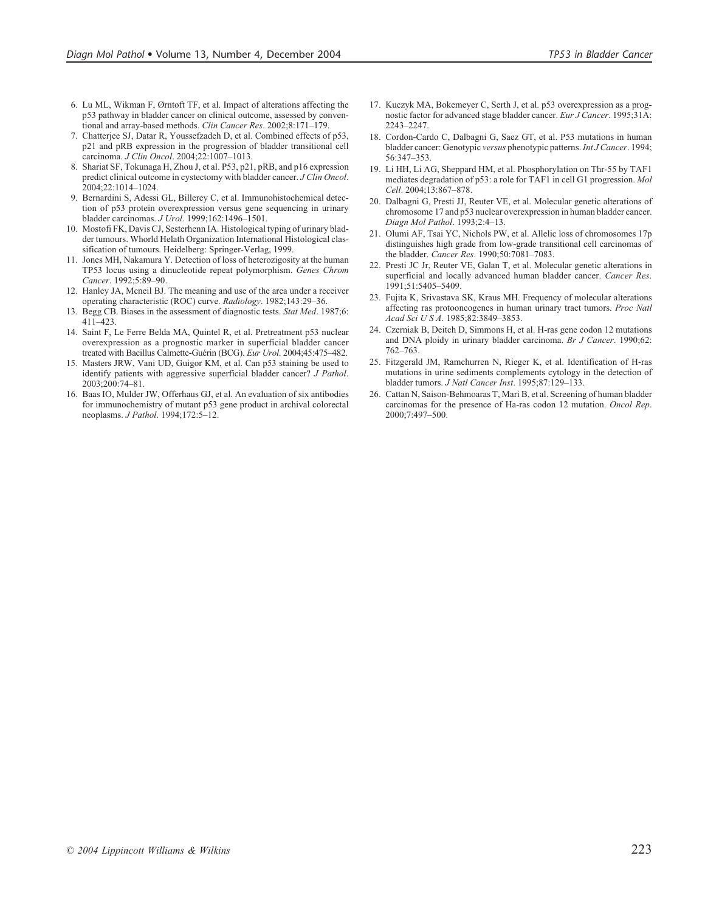6. Lu ML, Wikman F, Ørntoft TF, et al. Impact of alterations affecting the p53 pathway in bladder cancer on clinical outcome, assessed by conventional and array-based methods. *Clin Cancer Res*. 2002;8:171–179.
7. Chatterjee SJ, Datar R, Youssefzadeh D, et al. Combined effects of p53, p21 and pRB expression in the progression of bladder transitional cell carcinoma. *J Clin Oncol*. 2004;22:1007–1013.
8. Shariat SF, Tokunaga H, Zhou J, et al. P53, p21, pRB, and p16 expression predict clinical outcome in cystectomy with bladder cancer. *J Clin Oncol*. 2004;22:1014–1024.
9. Bernardini S, Adessi GL, Billerey C, et al. Immunohistochemical detection of p53 protein overexpression versus gene sequencing in urinary bladder carcinomas. *J Urol*. 1999;162:1496–1501.
10. Mostofi FK, Davis CJ, Sesterhenn IA. Histological typing of urinary bladder tumours. Whorld Helath Organization International Histological classification of tumours. Heidelberg: Springer-Verlag, 1999.
11. Jones MH, Nakamura Y. Detection of loss of heterozigosity at the human TP53 locus using a dinucleotide repeat polymorphism. *Genes Chrom Cancer*. 1992;5:89–90.
12. Hanley JA, Mcneil BJ. The meaning and use of the area under a receiver operating characteristic (ROC) curve. *Radiology*. 1982;143:29–36.
13. Begg CB. Biases in the assessment of diagnostic tests. *Stat Med*. 1987;6: 411–423.
14. Saint F, Le Ferre Belda MA, Quintel R, et al. Pretreatment p53 nuclear overexpression as a prognostic marker in superficial bladder cancer treated with Bacillus Calmette-Guérin (BCG). *Eur Urol*. 2004;45:475–482.
15. Masters JRW, Vani UD, Guigor KM, et al. Can p53 staining be used to identify patients with aggressive superficial bladder cancer? *J Pathol*. 2003;200:74–81.
16. Baas IO, Mulder JW, Offerhaus GJ, et al. An evaluation of six antibodies for immunochemistry of mutant p53 gene product in archival colorectal neoplasms. *J Pathol*. 1994;172:5–12.
17. Kuczyk MA, Bokemeyer C, Serth J, et al. p53 overexpression as a prognostic factor for advanced stage bladder cancer. *Eur J Cancer*. 1995;31A: 2243–2247.
18. Cordon-Cardo C, Dalbagni G, Saez GT, et al. P53 mutations in human bladder cancer: Genotypic *versus* phenotypic patterns. *Int J Cancer*. 1994; 56:347–353.
19. Li HH, Li AG, Sheppard HM, et al. Phosphorylation on Thr-55 by TAF1 mediates degradation of p53: a role for TAF1 in cell G1 progression. *Mol Cell*. 2004;13:867–878.
20. Dalbagni G, Presti JJ, Reuter VE, et al. Molecular genetic alterations of chromosome 17 and p53 nuclear overexpression in human bladder cancer. *Diagn Mol Pathol*. 1993;2:4–13.
21. Olumi AF, Tsai YC, Nichols PW, et al. Allelic loss of chromosomes 17p distinguishes high grade from low-grade transitional cell carcinomas of the bladder. *Cancer Res*. 1990;50:7081–7083.
22. Presti JC Jr, Reuter VE, Galan T, et al. Molecular genetic alterations in superficial and locally advanced human bladder cancer. *Cancer Res*. 1991;51:5405–5409.
23. Fujita K, Srivastava SK, Kraus MH. Frequency of molecular alterations affecting ras protooncogenes in human urinary tract tumors. *Proc Natl Acad Sci U S A*. 1985;82:3849–3853.
24. Czerniak B, Deitch D, Simmons H, et al. H-ras gene codon 12 mutations and DNA ploidy in urinary bladder carcinoma. *Br J Cancer*. 1990;62: 762–763.
25. Fitzgerald JM, Ramchurren N, Rieger K, et al. Identification of H-ras mutations in urine sediments complements cytology in the detection of bladder tumors. *J Natl Cancer Inst*. 1995;87:129–133.
26. Cattan N, Saison-Behmoaras T, Mari B, et al. Screening of human bladder carcinomas for the presence of Ha-ras codon 12 mutation. *Oncol Rep*. 2000;7:497–500.